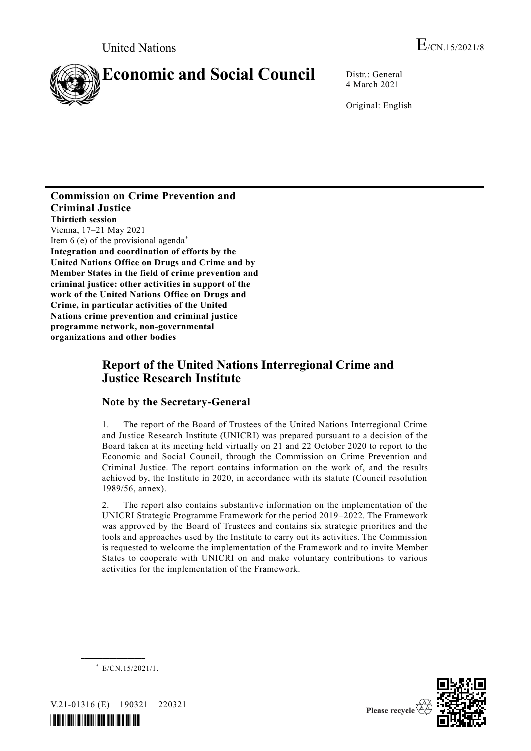United Nations

E/CN.15/2021/8

# Economic and Social Council

Distr.: General
4 March 2021

Original: English

**Commission on Crime Prevention and Criminal Justice**
**Thirtieth session**
Vienna, 17–21 May 2021
Item 6 (e) of the provisional agenda*
**Integration and coordination of efforts by the United Nations Office on Drugs and Crime and by Member States in the field of crime prevention and criminal justice: other activities in support of the work of the United Nations Office on Drugs and Crime, in particular activities of the United Nations crime prevention and criminal justice programme network, non-governmental organizations and other bodies**

## Report of the United Nations Interregional Crime and Justice Research Institute

### Note by the Secretary-General

1. The report of the Board of Trustees of the United Nations Interregional Crime and Justice Research Institute (UNICRI) was prepared pursuant to a decision of the Board taken at its meeting held virtually on 21 and 22 October 2020 to report to the Economic and Social Council, through the Commission on Crime Prevention and Criminal Justice. The report contains information on the work of, and the results achieved by, the Institute in 2020, in accordance with its statute (Council resolution 1989/56, annex).

2. The report also contains substantive information on the implementation of the UNICRI Strategic Programme Framework for the period 2019–2022. The Framework was approved by the Board of Trustees and contains six strategic priorities and the tools and approaches used by the Institute to carry out its activities. The Commission is requested to welcome the implementation of the Framework and to invite Member States to cooperate with UNICRI on and make voluntary contributions to various activities for the implementation of the Framework.

\* E/CN.15/2021/1.

V.21-01316 (E) 190321 220321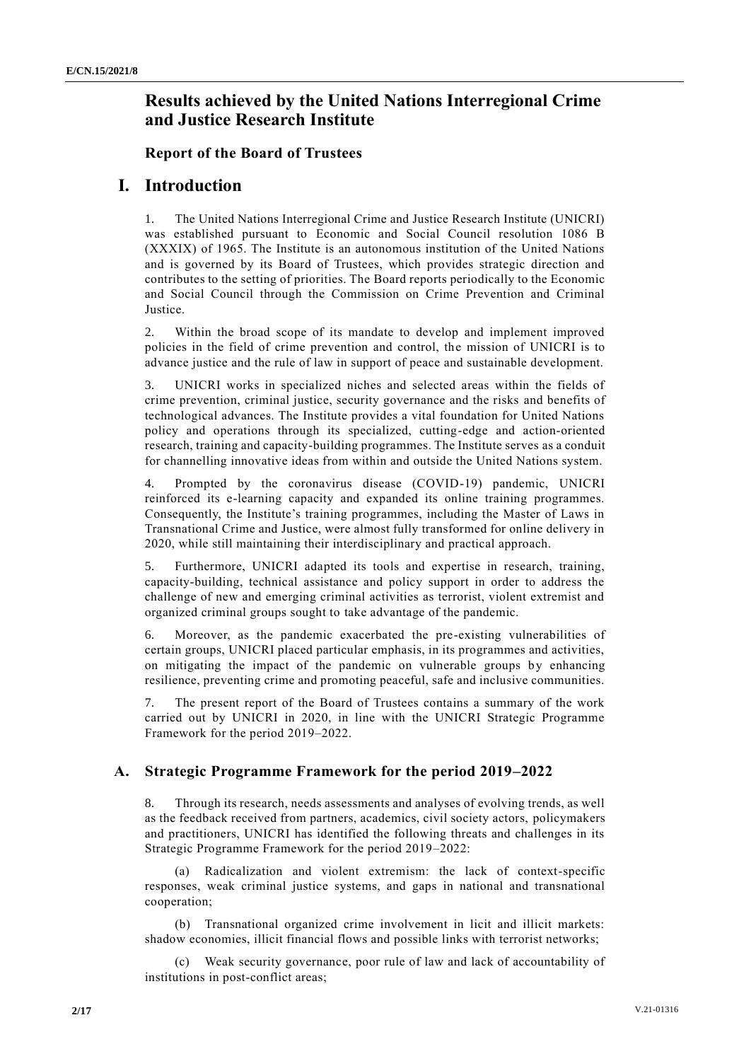# Results achieved by the United Nations Interregional Crime and Justice Research Institute

## Report of the Board of Trustees

# I. Introduction

1. The United Nations Interregional Crime and Justice Research Institute (UNICRI) was established pursuant to Economic and Social Council resolution 1086 B (XXXIX) of 1965. The Institute is an autonomous institution of the United Nations and is governed by its Board of Trustees, which provides strategic direction and contributes to the setting of priorities. The Board reports periodically to the Economic and Social Council through the Commission on Crime Prevention and Criminal Justice.

2. Within the broad scope of its mandate to develop and implement improved policies in the field of crime prevention and control, the mission of UNICRI is to advance justice and the rule of law in support of peace and sustainable development.

3. UNICRI works in specialized niches and selected areas within the fields of crime prevention, criminal justice, security governance and the risks and benefits of technological advances. The Institute provides a vital foundation for United Nations policy and operations through its specialized, cutting-edge and action-oriented research, training and capacity-building programmes. The Institute serves as a conduit for channelling innovative ideas from within and outside the United Nations system.

4. Prompted by the coronavirus disease (COVID-19) pandemic, UNICRI reinforced its e-learning capacity and expanded its online training programmes. Consequently, the Institute's training programmes, including the Master of Laws in Transnational Crime and Justice, were almost fully transformed for online delivery in 2020, while still maintaining their interdisciplinary and practical approach.

5. Furthermore, UNICRI adapted its tools and expertise in research, training, capacity-building, technical assistance and policy support in order to address the challenge of new and emerging criminal activities as terrorist, violent extremist and organized criminal groups sought to take advantage of the pandemic.

6. Moreover, as the pandemic exacerbated the pre-existing vulnerabilities of certain groups, UNICRI placed particular emphasis, in its programmes and activities, on mitigating the impact of the pandemic on vulnerable groups by enhancing resilience, preventing crime and promoting peaceful, safe and inclusive communities.

7. The present report of the Board of Trustees contains a summary of the work carried out by UNICRI in 2020, in line with the UNICRI Strategic Programme Framework for the period 2019–2022.

## A. Strategic Programme Framework for the period 2019–2022

8. Through its research, needs assessments and analyses of evolving trends, as well as the feedback received from partners, academics, civil society actors, policymakers and practitioners, UNICRI has identified the following threats and challenges in its Strategic Programme Framework for the period 2019–2022:

(a) Radicalization and violent extremism: the lack of context-specific responses, weak criminal justice systems, and gaps in national and transnational cooperation;

(b) Transnational organized crime involvement in licit and illicit markets: shadow economies, illicit financial flows and possible links with terrorist networks;

(c) Weak security governance, poor rule of law and lack of accountability of institutions in post-conflict areas;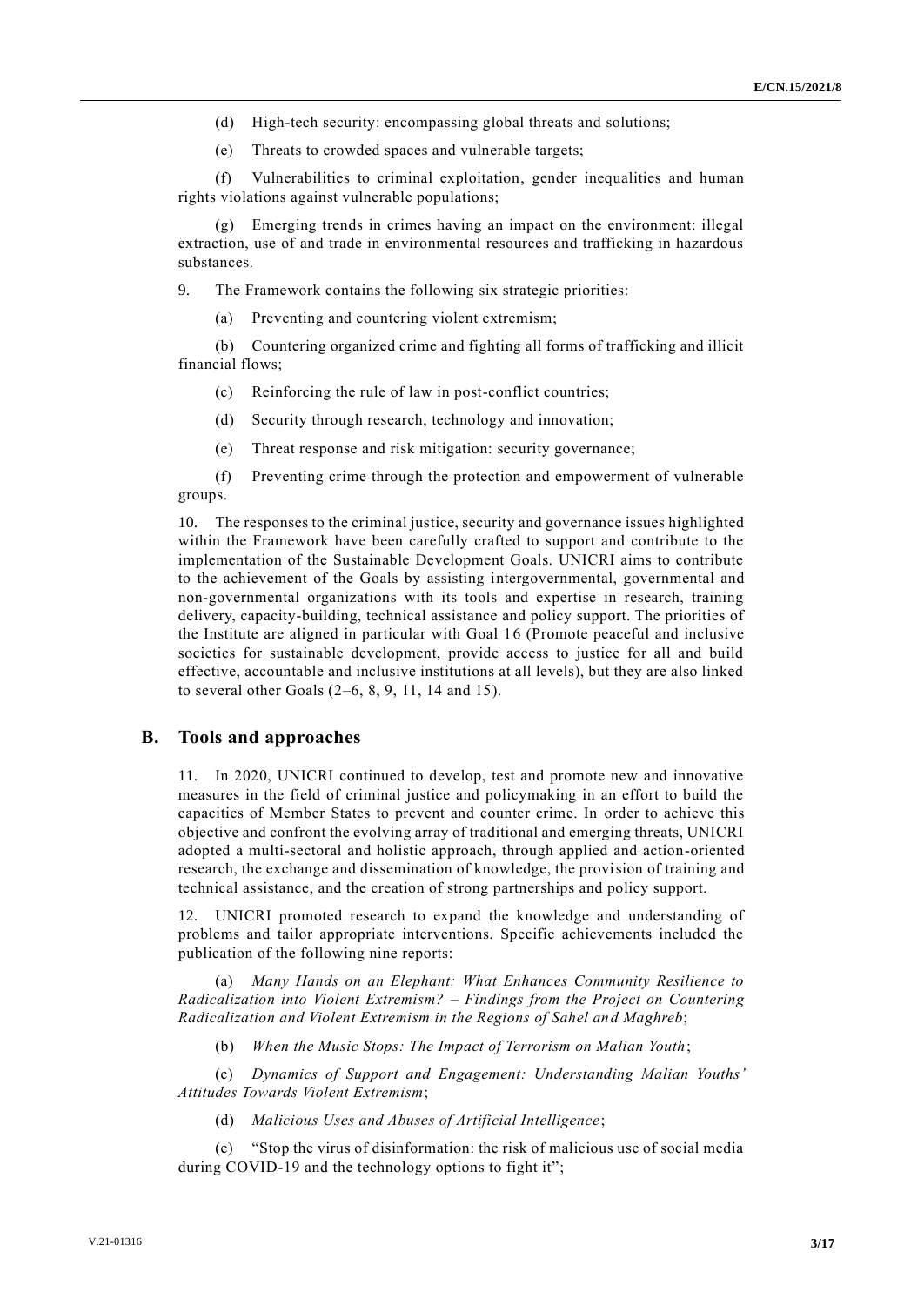(d) High-tech security: encompassing global threats and solutions;

(e) Threats to crowded spaces and vulnerable targets;

(f) Vulnerabilities to criminal exploitation, gender inequalities and human rights violations against vulnerable populations;

(g) Emerging trends in crimes having an impact on the environment: illegal extraction, use of and trade in environmental resources and trafficking in hazardous substances.

9. The Framework contains the following six strategic priorities:

(a) Preventing and countering violent extremism;

(b) Countering organized crime and fighting all forms of trafficking and illicit financial flows;

(c) Reinforcing the rule of law in post-conflict countries;

(d) Security through research, technology and innovation;

(e) Threat response and risk mitigation: security governance;

(f) Preventing crime through the protection and empowerment of vulnerable groups.

10. The responses to the criminal justice, security and governance issues highlighted within the Framework have been carefully crafted to support and contribute to the implementation of the Sustainable Development Goals. UNICRI aims to contribute to the achievement of the Goals by assisting intergovernmental, governmental and non-governmental organizations with its tools and expertise in research, training delivery, capacity-building, technical assistance and policy support. The priorities of the Institute are aligned in particular with Goal 16 (Promote peaceful and inclusive societies for sustainable development, provide access to justice for all and build effective, accountable and inclusive institutions at all levels), but they are also linked to several other Goals (2–6, 8, 9, 11, 14 and 15).

## B. Tools and approaches

11. In 2020, UNICRI continued to develop, test and promote new and innovative measures in the field of criminal justice and policymaking in an effort to build the capacities of Member States to prevent and counter crime. In order to achieve this objective and confront the evolving array of traditional and emerging threats, UNICRI adopted a multi-sectoral and holistic approach, through applied and action-oriented research, the exchange and dissemination of knowledge, the provision of training and technical assistance, and the creation of strong partnerships and policy support.

12. UNICRI promoted research to expand the knowledge and understanding of problems and tailor appropriate interventions. Specific achievements included the publication of the following nine reports:

(a) *Many Hands on an Elephant: What Enhances Community Resilience to Radicalization into Violent Extremism? – Findings from the Project on Countering Radicalization and Violent Extremism in the Regions of Sahel and Maghreb*;

(b) *When the Music Stops: The Impact of Terrorism on Malian Youth*;

(c) *Dynamics of Support and Engagement: Understanding Malian Youths' Attitudes Towards Violent Extremism*;

(d) *Malicious Uses and Abuses of Artificial Intelligence*;

(e) "Stop the virus of disinformation: the risk of malicious use of social media during COVID-19 and the technology options to fight it";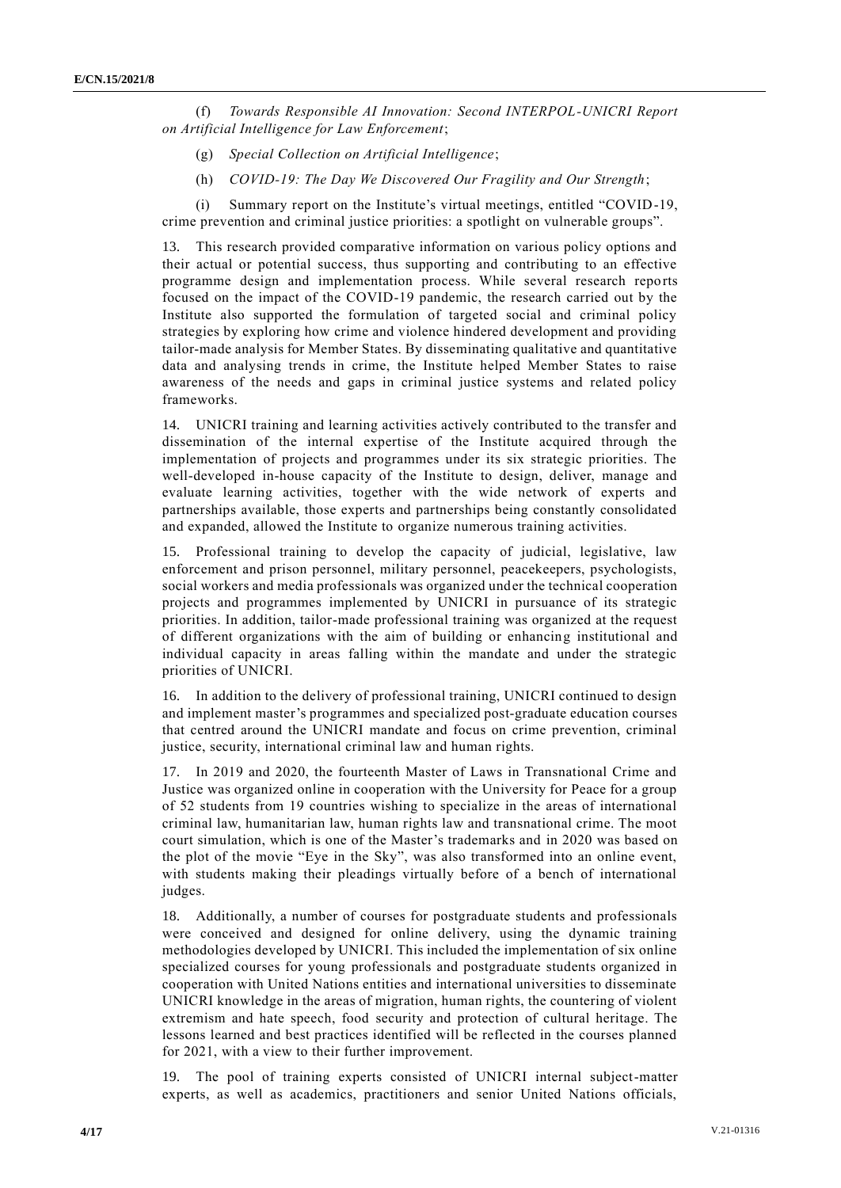(f) *Towards Responsible AI Innovation: Second INTERPOL-UNICRI Report on Artificial Intelligence for Law Enforcement*;

(g) *Special Collection on Artificial Intelligence*;

(h) *COVID-19: The Day We Discovered Our Fragility and Our Strength*;

(i) Summary report on the Institute's virtual meetings, entitled "COVID-19, crime prevention and criminal justice priorities: a spotlight on vulnerable groups".

13. This research provided comparative information on various policy options and their actual or potential success, thus supporting and contributing to an effective programme design and implementation process. While several research reports focused on the impact of the COVID-19 pandemic, the research carried out by the Institute also supported the formulation of targeted social and criminal policy strategies by exploring how crime and violence hindered development and providing tailor-made analysis for Member States. By disseminating qualitative and quantitative data and analysing trends in crime, the Institute helped Member States to raise awareness of the needs and gaps in criminal justice systems and related policy frameworks.

14. UNICRI training and learning activities actively contributed to the transfer and dissemination of the internal expertise of the Institute acquired through the implementation of projects and programmes under its six strategic priorities. The well-developed in-house capacity of the Institute to design, deliver, manage and evaluate learning activities, together with the wide network of experts and partnerships available, those experts and partnerships being constantly consolidated and expanded, allowed the Institute to organize numerous training activities.

15. Professional training to develop the capacity of judicial, legislative, law enforcement and prison personnel, military personnel, peacekeepers, psychologists, social workers and media professionals was organized under the technical cooperation projects and programmes implemented by UNICRI in pursuance of its strategic priorities. In addition, tailor-made professional training was organized at the request of different organizations with the aim of building or enhancing institutional and individual capacity in areas falling within the mandate and under the strategic priorities of UNICRI.

16. In addition to the delivery of professional training, UNICRI continued to design and implement master's programmes and specialized post-graduate education courses that centred around the UNICRI mandate and focus on crime prevention, criminal justice, security, international criminal law and human rights.

17. In 2019 and 2020, the fourteenth Master of Laws in Transnational Crime and Justice was organized online in cooperation with the University for Peace for a group of 52 students from 19 countries wishing to specialize in the areas of international criminal law, humanitarian law, human rights law and transnational crime. The moot court simulation, which is one of the Master's trademarks and in 2020 was based on the plot of the movie "Eye in the Sky", was also transformed into an online event, with students making their pleadings virtually before of a bench of international judges.

18. Additionally, a number of courses for postgraduate students and professionals were conceived and designed for online delivery, using the dynamic training methodologies developed by UNICRI. This included the implementation of six online specialized courses for young professionals and postgraduate students organized in cooperation with United Nations entities and international universities to disseminate UNICRI knowledge in the areas of migration, human rights, the countering of violent extremism and hate speech, food security and protection of cultural heritage. The lessons learned and best practices identified will be reflected in the courses planned for 2021, with a view to their further improvement.

19. The pool of training experts consisted of UNICRI internal subject-matter experts, as well as academics, practitioners and senior United Nations officials,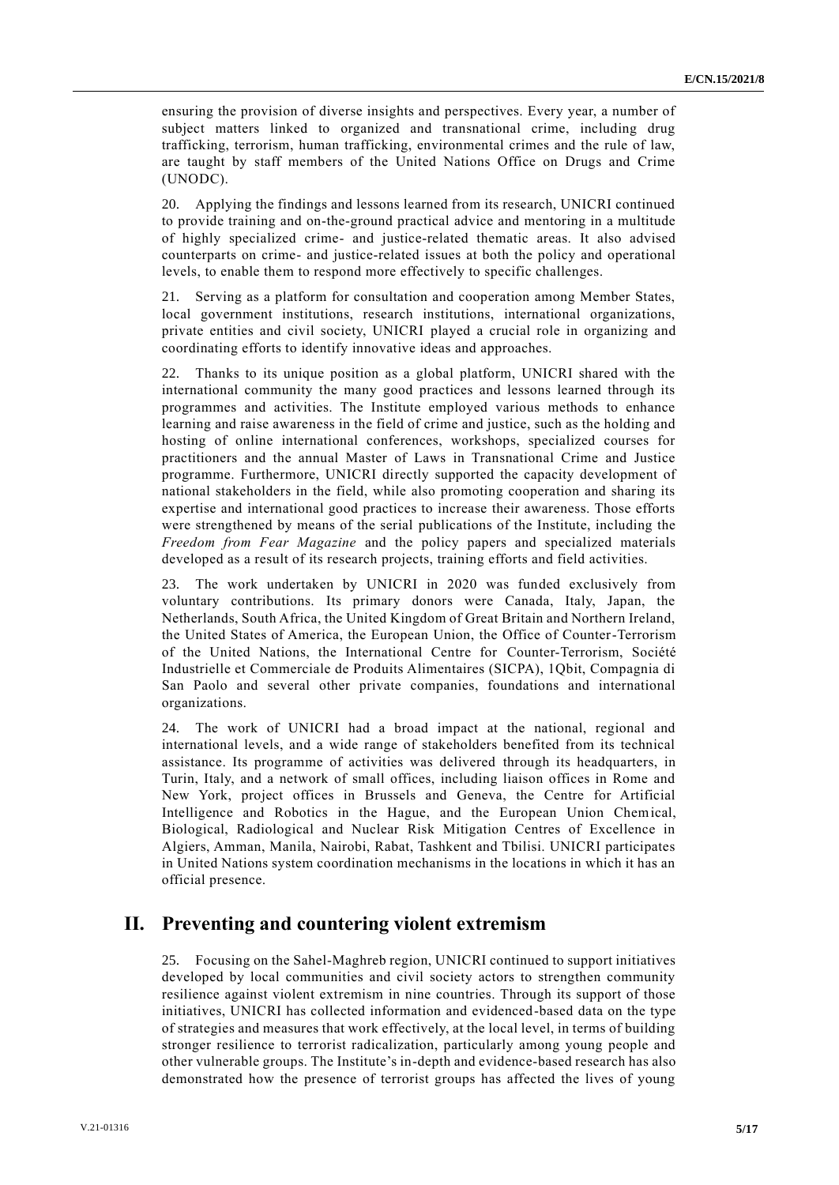ensuring the provision of diverse insights and perspectives. Every year, a number of subject matters linked to organized and transnational crime, including drug trafficking, terrorism, human trafficking, environmental crimes and the rule of law, are taught by staff members of the United Nations Office on Drugs and Crime (UNODC).

20. Applying the findings and lessons learned from its research, UNICRI continued to provide training and on-the-ground practical advice and mentoring in a multitude of highly specialized crime- and justice-related thematic areas. It also advised counterparts on crime- and justice-related issues at both the policy and operational levels, to enable them to respond more effectively to specific challenges.

21. Serving as a platform for consultation and cooperation among Member States, local government institutions, research institutions, international organizations, private entities and civil society, UNICRI played a crucial role in organizing and coordinating efforts to identify innovative ideas and approaches.

22. Thanks to its unique position as a global platform, UNICRI shared with the international community the many good practices and lessons learned through its programmes and activities. The Institute employed various methods to enhance learning and raise awareness in the field of crime and justice, such as the holding and hosting of online international conferences, workshops, specialized courses for practitioners and the annual Master of Laws in Transnational Crime and Justice programme. Furthermore, UNICRI directly supported the capacity development of national stakeholders in the field, while also promoting cooperation and sharing its expertise and international good practices to increase their awareness. Those efforts were strengthened by means of the serial publications of the Institute, including the *Freedom from Fear Magazine* and the policy papers and specialized materials developed as a result of its research projects, training efforts and field activities.

23. The work undertaken by UNICRI in 2020 was funded exclusively from voluntary contributions. Its primary donors were Canada, Italy, Japan, the Netherlands, South Africa, the United Kingdom of Great Britain and Northern Ireland, the United States of America, the European Union, the Office of Counter-Terrorism of the United Nations, the International Centre for Counter-Terrorism, Société Industrielle et Commerciale de Produits Alimentaires (SICPA), 1Qbit, Compagnia di San Paolo and several other private companies, foundations and international organizations.

24. The work of UNICRI had a broad impact at the national, regional and international levels, and a wide range of stakeholders benefited from its technical assistance. Its programme of activities was delivered through its headquarters, in Turin, Italy, and a network of small offices, including liaison offices in Rome and New York, project offices in Brussels and Geneva, the Centre for Artificial Intelligence and Robotics in the Hague, and the European Union Chemical, Biological, Radiological and Nuclear Risk Mitigation Centres of Excellence in Algiers, Amman, Manila, Nairobi, Rabat, Tashkent and Tbilisi. UNICRI participates in United Nations system coordination mechanisms in the locations in which it has an official presence.

## II. Preventing and countering violent extremism

25. Focusing on the Sahel-Maghreb region, UNICRI continued to support initiatives developed by local communities and civil society actors to strengthen community resilience against violent extremism in nine countries. Through its support of those initiatives, UNICRI has collected information and evidenced-based data on the type of strategies and measures that work effectively, at the local level, in terms of building stronger resilience to terrorist radicalization, particularly among young people and other vulnerable groups. The Institute's in-depth and evidence-based research has also demonstrated how the presence of terrorist groups has affected the lives of young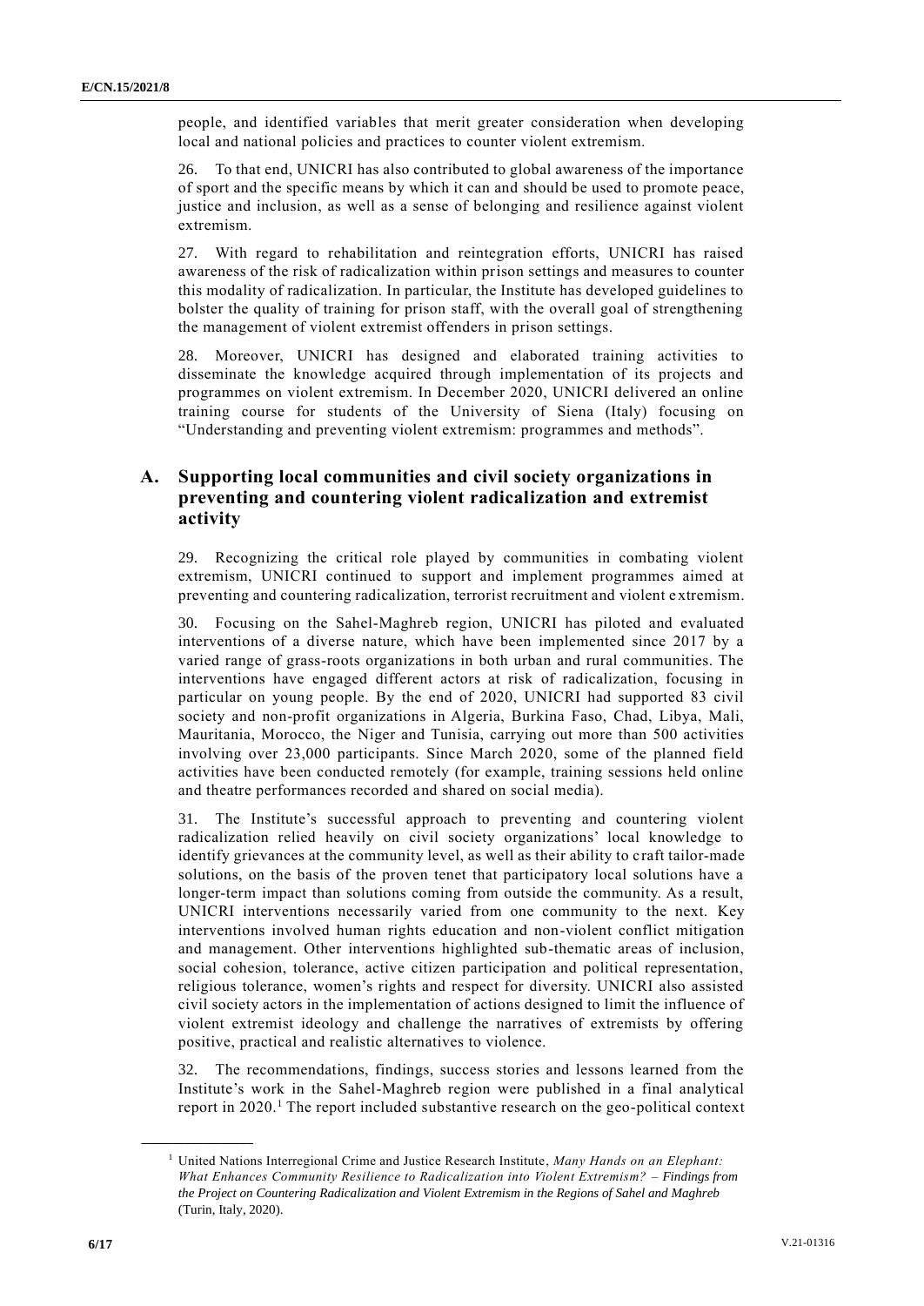people, and identified variables that merit greater consideration when developing local and national policies and practices to counter violent extremism.

26. To that end, UNICRI has also contributed to global awareness of the importance of sport and the specific means by which it can and should be used to promote peace, justice and inclusion, as well as a sense of belonging and resilience against violent extremism.

27. With regard to rehabilitation and reintegration efforts, UNICRI has raised awareness of the risk of radicalization within prison settings and measures to counter this modality of radicalization. In particular, the Institute has developed guidelines to bolster the quality of training for prison staff, with the overall goal of strengthening the management of violent extremist offenders in prison settings.

28. Moreover, UNICRI has designed and elaborated training activities to disseminate the knowledge acquired through implementation of its projects and programmes on violent extremism. In December 2020, UNICRI delivered an online training course for students of the University of Siena (Italy) focusing on "Understanding and preventing violent extremism: programmes and methods".

## A. Supporting local communities and civil society organizations in preventing and countering violent radicalization and extremist activity

29. Recognizing the critical role played by communities in combating violent extremism, UNICRI continued to support and implement programmes aimed at preventing and countering radicalization, terrorist recruitment and violent extremism.

30. Focusing on the Sahel-Maghreb region, UNICRI has piloted and evaluated interventions of a diverse nature, which have been implemented since 2017 by a varied range of grass-roots organizations in both urban and rural communities. The interventions have engaged different actors at risk of radicalization, focusing in particular on young people. By the end of 2020, UNICRI had supported 83 civil society and non-profit organizations in Algeria, Burkina Faso, Chad, Libya, Mali, Mauritania, Morocco, the Niger and Tunisia, carrying out more than 500 activities involving over 23,000 participants. Since March 2020, some of the planned field activities have been conducted remotely (for example, training sessions held online and theatre performances recorded and shared on social media).

31. The Institute's successful approach to preventing and countering violent radicalization relied heavily on civil society organizations' local knowledge to identify grievances at the community level, as well as their ability to craft tailor-made solutions, on the basis of the proven tenet that participatory local solutions have a longer-term impact than solutions coming from outside the community. As a result, UNICRI interventions necessarily varied from one community to the next. Key interventions involved human rights education and non-violent conflict mitigation and management. Other interventions highlighted sub-thematic areas of inclusion, social cohesion, tolerance, active citizen participation and political representation, religious tolerance, women's rights and respect for diversity. UNICRI also assisted civil society actors in the implementation of actions designed to limit the influence of violent extremist ideology and challenge the narratives of extremists by offering positive, practical and realistic alternatives to violence.

32. The recommendations, findings, success stories and lessons learned from the Institute's work in the Sahel-Maghreb region were published in a final analytical report in 2020.[1] The report included substantive research on the geo-political context

---

[1] United Nations Interregional Crime and Justice Research Institute, *Many Hands on an Elephant: What Enhances Community Resilience to Radicalization into Violent Extremism? – Findings from the Project on Countering Radicalization and Violent Extremism in the Regions of Sahel and Maghreb* (Turin, Italy, 2020).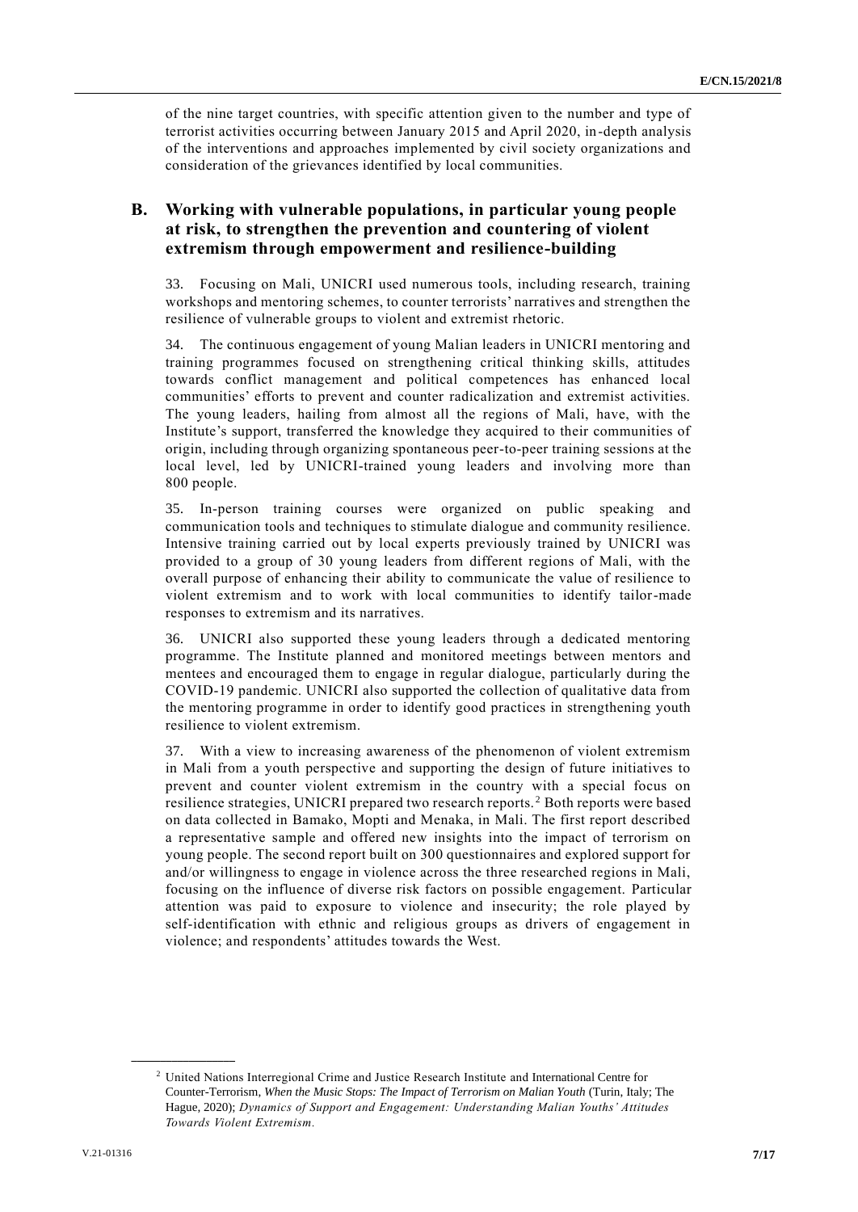of the nine target countries, with specific attention given to the number and type of terrorist activities occurring between January 2015 and April 2020, in-depth analysis of the interventions and approaches implemented by civil society organizations and consideration of the grievances identified by local communities.

## B. Working with vulnerable populations, in particular young people at risk, to strengthen the prevention and countering of violent extremism through empowerment and resilience-building

33. Focusing on Mali, UNICRI used numerous tools, including research, training workshops and mentoring schemes, to counter terrorists' narratives and strengthen the resilience of vulnerable groups to violent and extremist rhetoric.

34. The continuous engagement of young Malian leaders in UNICRI mentoring and training programmes focused on strengthening critical thinking skills, attitudes towards conflict management and political competences has enhanced local communities' efforts to prevent and counter radicalization and extremist activities. The young leaders, hailing from almost all the regions of Mali, have, with the Institute's support, transferred the knowledge they acquired to their communities of origin, including through organizing spontaneous peer-to-peer training sessions at the local level, led by UNICRI-trained young leaders and involving more than 800 people.

35. In-person training courses were organized on public speaking and communication tools and techniques to stimulate dialogue and community resilience. Intensive training carried out by local experts previously trained by UNICRI was provided to a group of 30 young leaders from different regions of Mali, with the overall purpose of enhancing their ability to communicate the value of resilience to violent extremism and to work with local communities to identify tailor-made responses to extremism and its narratives.

36. UNICRI also supported these young leaders through a dedicated mentoring programme. The Institute planned and monitored meetings between mentors and mentees and encouraged them to engage in regular dialogue, particularly during the COVID-19 pandemic. UNICRI also supported the collection of qualitative data from the mentoring programme in order to identify good practices in strengthening youth resilience to violent extremism.

37. With a view to increasing awareness of the phenomenon of violent extremism in Mali from a youth perspective and supporting the design of future initiatives to prevent and counter violent extremism in the country with a special focus on resilience strategies, UNICRI prepared two research reports.[2] Both reports were based on data collected in Bamako, Mopti and Menaka, in Mali. The first report described a representative sample and offered new insights into the impact of terrorism on young people. The second report built on 300 questionnaires and explored support for and/or willingness to engage in violence across the three researched regions in Mali, focusing on the influence of diverse risk factors on possible engagement. Particular attention was paid to exposure to violence and insecurity; the role played by self-identification with ethnic and religious groups as drivers of engagement in violence; and respondents' attitudes towards the West.

---

[2] United Nations Interregional Crime and Justice Research Institute and International Centre for Counter-Terrorism, *When the Music Stops: The Impact of Terrorism on Malian Youth* (Turin, Italy; The Hague, 2020); *Dynamics of Support and Engagement: Understanding Malian Youths' Attitudes Towards Violent Extremism*.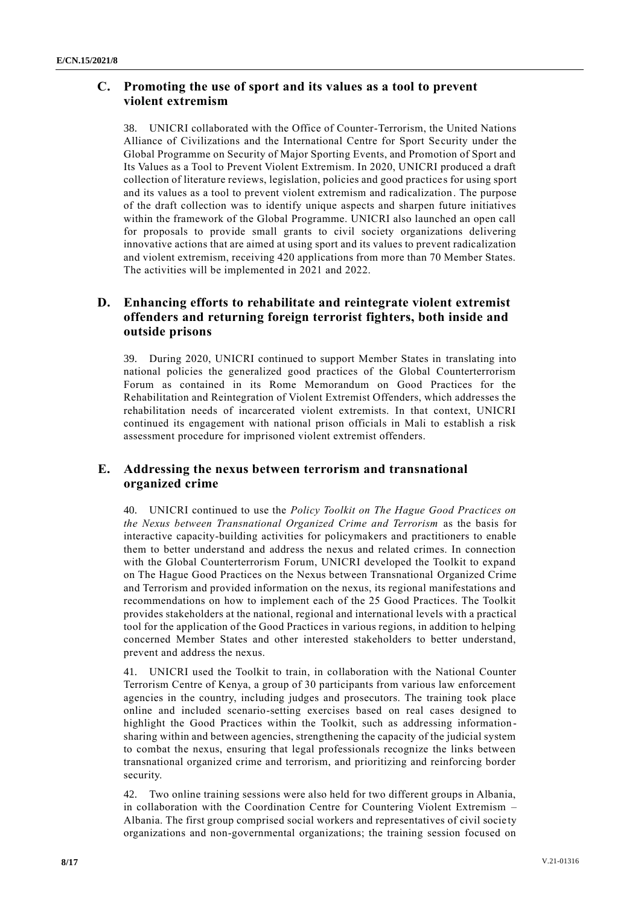## C. Promoting the use of sport and its values as a tool to prevent violent extremism

38. UNICRI collaborated with the Office of Counter-Terrorism, the United Nations Alliance of Civilizations and the International Centre for Sport Security under the Global Programme on Security of Major Sporting Events, and Promotion of Sport and Its Values as a Tool to Prevent Violent Extremism. In 2020, UNICRI produced a draft collection of literature reviews, legislation, policies and good practices for using sport and its values as a tool to prevent violent extremism and radicalization. The purpose of the draft collection was to identify unique aspects and sharpen future initiatives within the framework of the Global Programme. UNICRI also launched an open call for proposals to provide small grants to civil society organizations delivering innovative actions that are aimed at using sport and its values to prevent radicalization and violent extremism, receiving 420 applications from more than 70 Member States. The activities will be implemented in 2021 and 2022.

## D. Enhancing efforts to rehabilitate and reintegrate violent extremist offenders and returning foreign terrorist fighters, both inside and outside prisons

39. During 2020, UNICRI continued to support Member States in translating into national policies the generalized good practices of the Global Counterterrorism Forum as contained in its Rome Memorandum on Good Practices for the Rehabilitation and Reintegration of Violent Extremist Offenders, which addresses the rehabilitation needs of incarcerated violent extremists. In that context, UNICRI continued its engagement with national prison officials in Mali to establish a risk assessment procedure for imprisoned violent extremist offenders.

## E. Addressing the nexus between terrorism and transnational organized crime

40. UNICRI continued to use the *Policy Toolkit on The Hague Good Practices on the Nexus between Transnational Organized Crime and Terrorism* as the basis for interactive capacity-building activities for policymakers and practitioners to enable them to better understand and address the nexus and related crimes. In connection with the Global Counterterrorism Forum, UNICRI developed the Toolkit to expand on The Hague Good Practices on the Nexus between Transnational Organized Crime and Terrorism and provided information on the nexus, its regional manifestations and recommendations on how to implement each of the 25 Good Practices. The Toolkit provides stakeholders at the national, regional and international levels with a practical tool for the application of the Good Practices in various regions, in addition to helping concerned Member States and other interested stakeholders to better understand, prevent and address the nexus.

41. UNICRI used the Toolkit to train, in collaboration with the National Counter Terrorism Centre of Kenya, a group of 30 participants from various law enforcement agencies in the country, including judges and prosecutors. The training took place online and included scenario-setting exercises based on real cases designed to highlight the Good Practices within the Toolkit, such as addressing information-sharing within and between agencies, strengthening the capacity of the judicial system to combat the nexus, ensuring that legal professionals recognize the links between transnational organized crime and terrorism, and prioritizing and reinforcing border security.

42. Two online training sessions were also held for two different groups in Albania, in collaboration with the Coordination Centre for Countering Violent Extremism – Albania. The first group comprised social workers and representatives of civil society organizations and non-governmental organizations; the training session focused on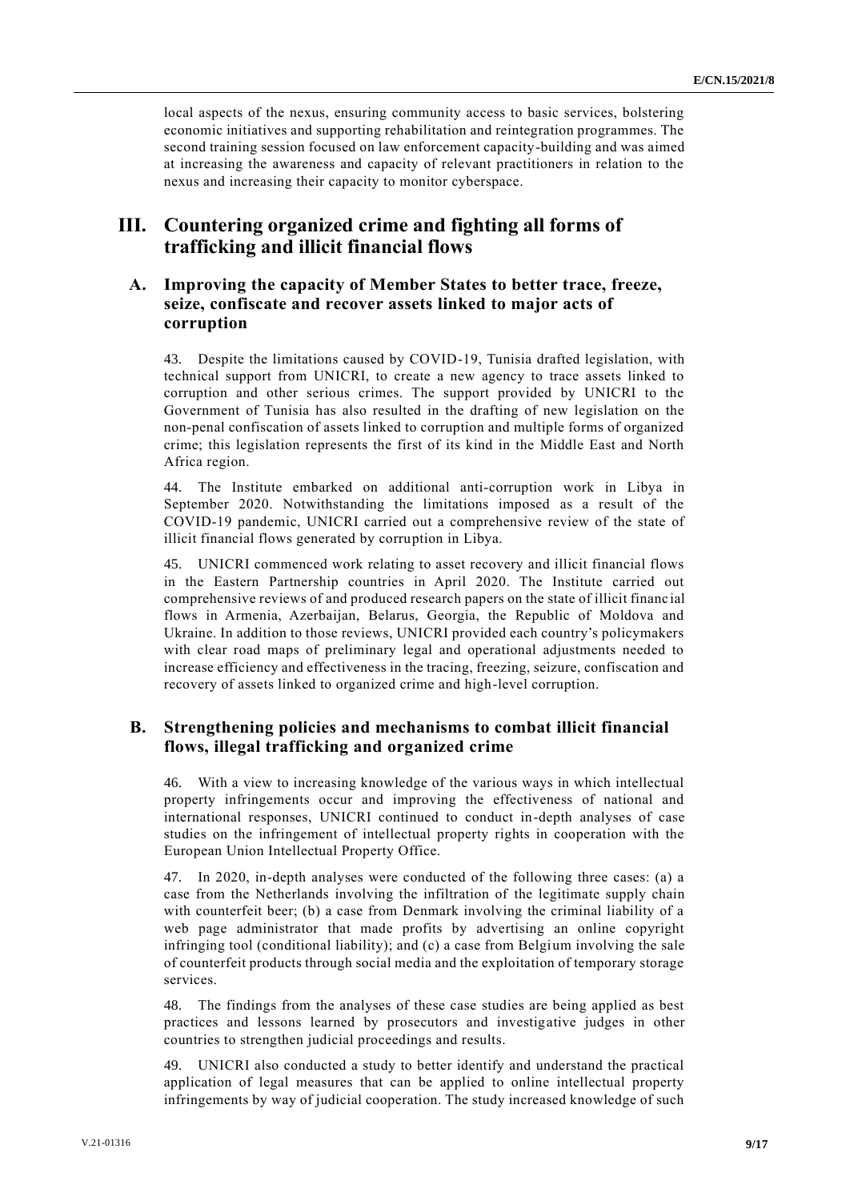local aspects of the nexus, ensuring community access to basic services, bolstering economic initiatives and supporting rehabilitation and reintegration programmes. The second training session focused on law enforcement capacity-building and was aimed at increasing the awareness and capacity of relevant practitioners in relation to the nexus and increasing their capacity to monitor cyberspace.

# III. Countering organized crime and fighting all forms of trafficking and illicit financial flows

## A. Improving the capacity of Member States to better trace, freeze, seize, confiscate and recover assets linked to major acts of corruption

43. Despite the limitations caused by COVID-19, Tunisia drafted legislation, with technical support from UNICRI, to create a new agency to trace assets linked to corruption and other serious crimes. The support provided by UNICRI to the Government of Tunisia has also resulted in the drafting of new legislation on the non-penal confiscation of assets linked to corruption and multiple forms of organized crime; this legislation represents the first of its kind in the Middle East and North Africa region.

44. The Institute embarked on additional anti-corruption work in Libya in September 2020. Notwithstanding the limitations imposed as a result of the COVID-19 pandemic, UNICRI carried out a comprehensive review of the state of illicit financial flows generated by corruption in Libya.

45. UNICRI commenced work relating to asset recovery and illicit financial flows in the Eastern Partnership countries in April 2020. The Institute carried out comprehensive reviews of and produced research papers on the state of illicit financial flows in Armenia, Azerbaijan, Belarus, Georgia, the Republic of Moldova and Ukraine. In addition to those reviews, UNICRI provided each country's policymakers with clear road maps of preliminary legal and operational adjustments needed to increase efficiency and effectiveness in the tracing, freezing, seizure, confiscation and recovery of assets linked to organized crime and high-level corruption.

## B. Strengthening policies and mechanisms to combat illicit financial flows, illegal trafficking and organized crime

46. With a view to increasing knowledge of the various ways in which intellectual property infringements occur and improving the effectiveness of national and international responses, UNICRI continued to conduct in-depth analyses of case studies on the infringement of intellectual property rights in cooperation with the European Union Intellectual Property Office.

47. In 2020, in-depth analyses were conducted of the following three cases: (a) a case from the Netherlands involving the infiltration of the legitimate supply chain with counterfeit beer; (b) a case from Denmark involving the criminal liability of a web page administrator that made profits by advertising an online copyright infringing tool (conditional liability); and (c) a case from Belgium involving the sale of counterfeit products through social media and the exploitation of temporary storage services.

48. The findings from the analyses of these case studies are being applied as best practices and lessons learned by prosecutors and investigative judges in other countries to strengthen judicial proceedings and results.

49. UNICRI also conducted a study to better identify and understand the practical application of legal measures that can be applied to online intellectual property infringements by way of judicial cooperation. The study increased knowledge of such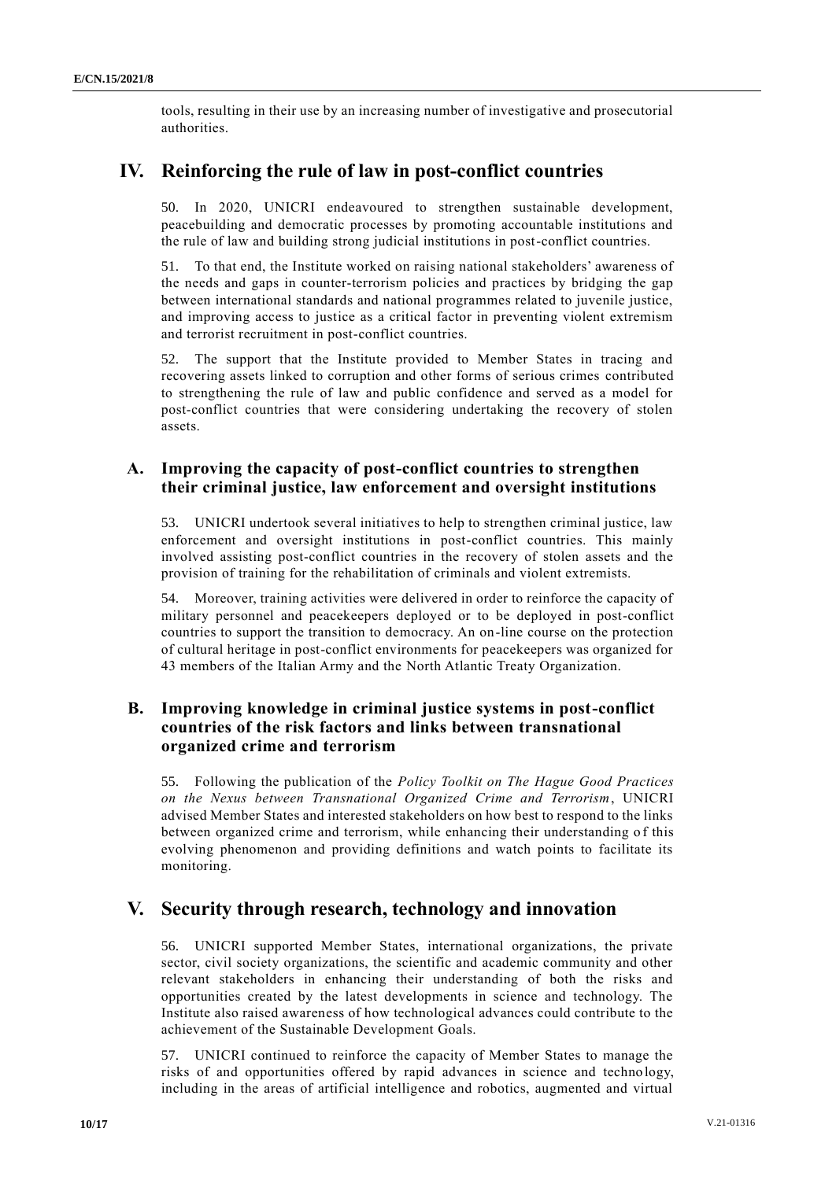tools, resulting in their use by an increasing number of investigative and prosecutorial authorities.

# IV. Reinforcing the rule of law in post-conflict countries

50. In 2020, UNICRI endeavoured to strengthen sustainable development, peacebuilding and democratic processes by promoting accountable institutions and the rule of law and building strong judicial institutions in post-conflict countries.

51. To that end, the Institute worked on raising national stakeholders' awareness of the needs and gaps in counter-terrorism policies and practices by bridging the gap between international standards and national programmes related to juvenile justice, and improving access to justice as a critical factor in preventing violent extremism and terrorist recruitment in post-conflict countries.

52. The support that the Institute provided to Member States in tracing and recovering assets linked to corruption and other forms of serious crimes contributed to strengthening the rule of law and public confidence and served as a model for post-conflict countries that were considering undertaking the recovery of stolen assets.

## A. Improving the capacity of post-conflict countries to strengthen their criminal justice, law enforcement and oversight institutions

53. UNICRI undertook several initiatives to help to strengthen criminal justice, law enforcement and oversight institutions in post-conflict countries. This mainly involved assisting post-conflict countries in the recovery of stolen assets and the provision of training for the rehabilitation of criminals and violent extremists.

54. Moreover, training activities were delivered in order to reinforce the capacity of military personnel and peacekeepers deployed or to be deployed in post-conflict countries to support the transition to democracy. An on-line course on the protection of cultural heritage in post-conflict environments for peacekeepers was organized for 43 members of the Italian Army and the North Atlantic Treaty Organization.

## B. Improving knowledge in criminal justice systems in post-conflict countries of the risk factors and links between transnational organized crime and terrorism

55. Following the publication of the *Policy Toolkit on The Hague Good Practices on the Nexus between Transnational Organized Crime and Terrorism*, UNICRI advised Member States and interested stakeholders on how best to respond to the links between organized crime and terrorism, while enhancing their understanding of this evolving phenomenon and providing definitions and watch points to facilitate its monitoring.

# V. Security through research, technology and innovation

56. UNICRI supported Member States, international organizations, the private sector, civil society organizations, the scientific and academic community and other relevant stakeholders in enhancing their understanding of both the risks and opportunities created by the latest developments in science and technology. The Institute also raised awareness of how technological advances could contribute to the achievement of the Sustainable Development Goals.

57. UNICRI continued to reinforce the capacity of Member States to manage the risks of and opportunities offered by rapid advances in science and technology, including in the areas of artificial intelligence and robotics, augmented and virtual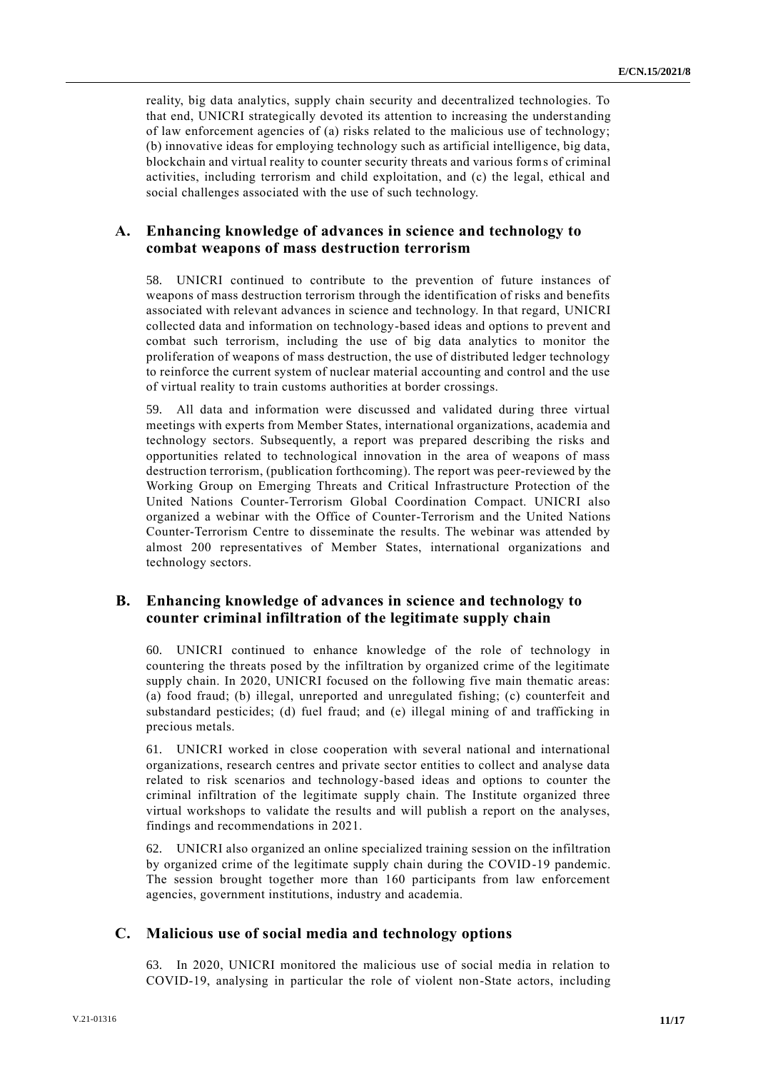reality, big data analytics, supply chain security and decentralized technologies. To that end, UNICRI strategically devoted its attention to increasing the understanding of law enforcement agencies of (a) risks related to the malicious use of technology; (b) innovative ideas for employing technology such as artificial intelligence, big data, blockchain and virtual reality to counter security threats and various forms of criminal activities, including terrorism and child exploitation, and (c) the legal, ethical and social challenges associated with the use of such technology.

## A. Enhancing knowledge of advances in science and technology to combat weapons of mass destruction terrorism

58. UNICRI continued to contribute to the prevention of future instances of weapons of mass destruction terrorism through the identification of risks and benefits associated with relevant advances in science and technology. In that regard, UNICRI collected data and information on technology-based ideas and options to prevent and combat such terrorism, including the use of big data analytics to monitor the proliferation of weapons of mass destruction, the use of distributed ledger technology to reinforce the current system of nuclear material accounting and control and the use of virtual reality to train customs authorities at border crossings.

59. All data and information were discussed and validated during three virtual meetings with experts from Member States, international organizations, academia and technology sectors. Subsequently, a report was prepared describing the risks and opportunities related to technological innovation in the area of weapons of mass destruction terrorism, (publication forthcoming). The report was peer-reviewed by the Working Group on Emerging Threats and Critical Infrastructure Protection of the United Nations Counter-Terrorism Global Coordination Compact. UNICRI also organized a webinar with the Office of Counter-Terrorism and the United Nations Counter-Terrorism Centre to disseminate the results. The webinar was attended by almost 200 representatives of Member States, international organizations and technology sectors.

## B. Enhancing knowledge of advances in science and technology to counter criminal infiltration of the legitimate supply chain

60. UNICRI continued to enhance knowledge of the role of technology in countering the threats posed by the infiltration by organized crime of the legitimate supply chain. In 2020, UNICRI focused on the following five main thematic areas: (a) food fraud; (b) illegal, unreported and unregulated fishing; (c) counterfeit and substandard pesticides; (d) fuel fraud; and (e) illegal mining of and trafficking in precious metals.

61. UNICRI worked in close cooperation with several national and international organizations, research centres and private sector entities to collect and analyse data related to risk scenarios and technology-based ideas and options to counter the criminal infiltration of the legitimate supply chain. The Institute organized three virtual workshops to validate the results and will publish a report on the analyses, findings and recommendations in 2021.

62. UNICRI also organized an online specialized training session on the infiltration by organized crime of the legitimate supply chain during the COVID-19 pandemic. The session brought together more than 160 participants from law enforcement agencies, government institutions, industry and academia.

## C. Malicious use of social media and technology options

63. In 2020, UNICRI monitored the malicious use of social media in relation to COVID-19, analysing in particular the role of violent non-State actors, including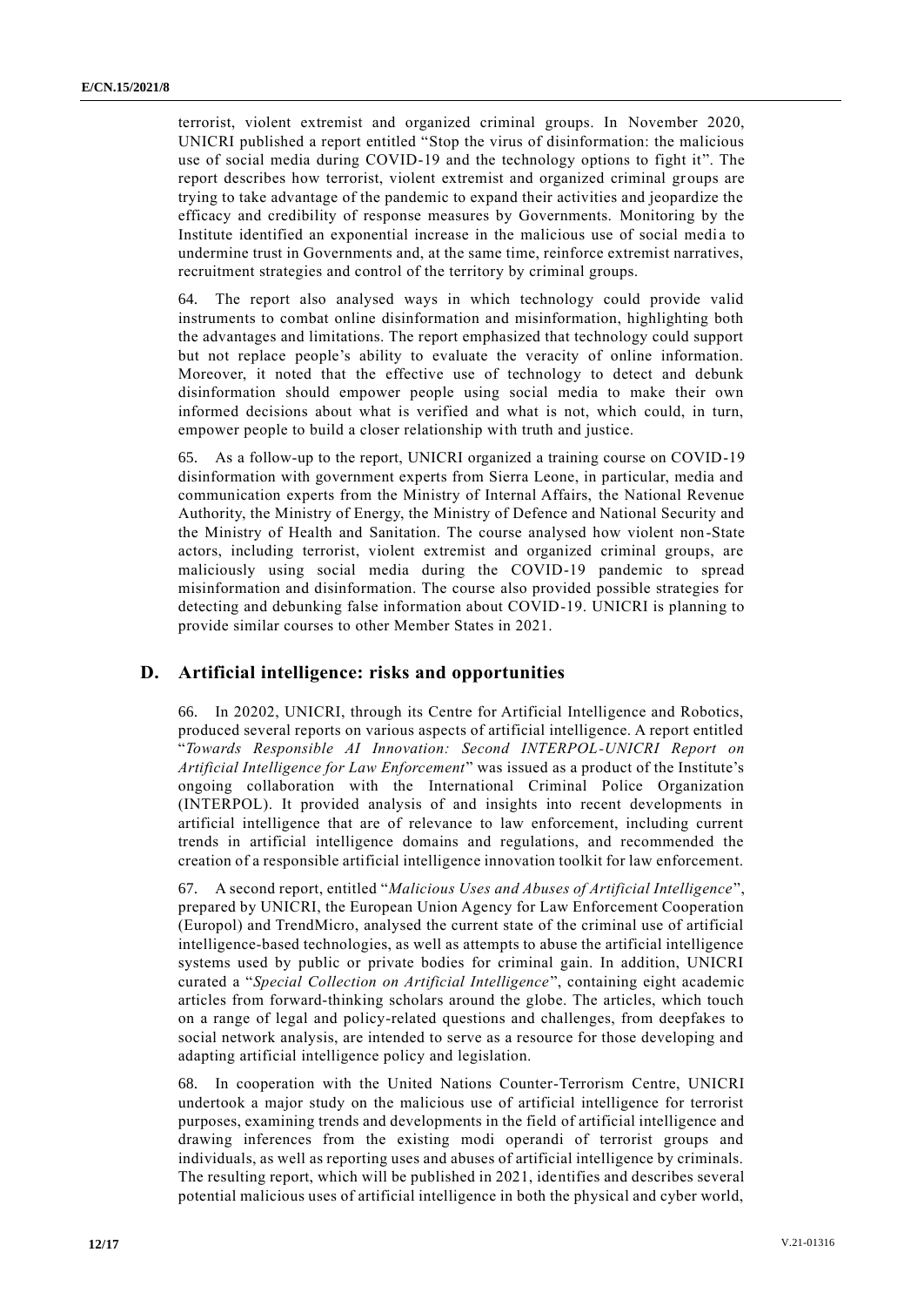terrorist, violent extremist and organized criminal groups. In November 2020, UNICRI published a report entitled "Stop the virus of disinformation: the malicious use of social media during COVID-19 and the technology options to fight it". The report describes how terrorist, violent extremist and organized criminal groups are trying to take advantage of the pandemic to expand their activities and jeopardize the efficacy and credibility of response measures by Governments. Monitoring by the Institute identified an exponential increase in the malicious use of social media to undermine trust in Governments and, at the same time, reinforce extremist narratives, recruitment strategies and control of the territory by criminal groups.

64. The report also analysed ways in which technology could provide valid instruments to combat online disinformation and misinformation, highlighting both the advantages and limitations. The report emphasized that technology could support but not replace people's ability to evaluate the veracity of online information. Moreover, it noted that the effective use of technology to detect and debunk disinformation should empower people using social media to make their own informed decisions about what is verified and what is not, which could, in turn, empower people to build a closer relationship with truth and justice.

65. As a follow-up to the report, UNICRI organized a training course on COVID-19 disinformation with government experts from Sierra Leone, in particular, media and communication experts from the Ministry of Internal Affairs, the National Revenue Authority, the Ministry of Energy, the Ministry of Defence and National Security and the Ministry of Health and Sanitation. The course analysed how violent non-State actors, including terrorist, violent extremist and organized criminal groups, are maliciously using social media during the COVID-19 pandemic to spread misinformation and disinformation. The course also provided possible strategies for detecting and debunking false information about COVID-19. UNICRI is planning to provide similar courses to other Member States in 2021.

## D. Artificial intelligence: risks and opportunities

66. In 20202, UNICRI, through its Centre for Artificial Intelligence and Robotics, produced several reports on various aspects of artificial intelligence. A report entitled "*Towards Responsible AI Innovation: Second INTERPOL-UNICRI Report on Artificial Intelligence for Law Enforcement*" was issued as a product of the Institute's ongoing collaboration with the International Criminal Police Organization (INTERPOL). It provided analysis of and insights into recent developments in artificial intelligence that are of relevance to law enforcement, including current trends in artificial intelligence domains and regulations, and recommended the creation of a responsible artificial intelligence innovation toolkit for law enforcement.

67. A second report, entitled "*Malicious Uses and Abuses of Artificial Intelligence*", prepared by UNICRI, the European Union Agency for Law Enforcement Cooperation (Europol) and TrendMicro, analysed the current state of the criminal use of artificial intelligence-based technologies, as well as attempts to abuse the artificial intelligence systems used by public or private bodies for criminal gain. In addition, UNICRI curated a "*Special Collection on Artificial Intelligence*", containing eight academic articles from forward-thinking scholars around the globe. The articles, which touch on a range of legal and policy-related questions and challenges, from deepfakes to social network analysis, are intended to serve as a resource for those developing and adapting artificial intelligence policy and legislation.

68. In cooperation with the United Nations Counter-Terrorism Centre, UNICRI undertook a major study on the malicious use of artificial intelligence for terrorist purposes, examining trends and developments in the field of artificial intelligence and drawing inferences from the existing modi operandi of terrorist groups and individuals, as well as reporting uses and abuses of artificial intelligence by criminals. The resulting report, which will be published in 2021, identifies and describes several potential malicious uses of artificial intelligence in both the physical and cyber world,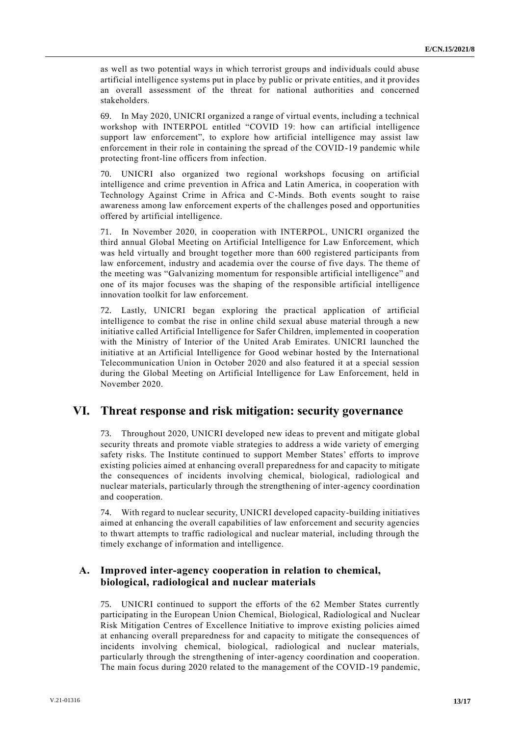as well as two potential ways in which terrorist groups and individuals could abuse artificial intelligence systems put in place by public or private entities, and it provides an overall assessment of the threat for national authorities and concerned stakeholders.

69. In May 2020, UNICRI organized a range of virtual events, including a technical workshop with INTERPOL entitled "COVID 19: how can artificial intelligence support law enforcement", to explore how artificial intelligence may assist law enforcement in their role in containing the spread of the COVID-19 pandemic while protecting front-line officers from infection.

70. UNICRI also organized two regional workshops focusing on artificial intelligence and crime prevention in Africa and Latin America, in cooperation with Technology Against Crime in Africa and C-Minds. Both events sought to raise awareness among law enforcement experts of the challenges posed and opportunities offered by artificial intelligence.

71. In November 2020, in cooperation with INTERPOL, UNICRI organized the third annual Global Meeting on Artificial Intelligence for Law Enforcement, which was held virtually and brought together more than 600 registered participants from law enforcement, industry and academia over the course of five days. The theme of the meeting was "Galvanizing momentum for responsible artificial intelligence" and one of its major focuses was the shaping of the responsible artificial intelligence innovation toolkit for law enforcement.

72. Lastly, UNICRI began exploring the practical application of artificial intelligence to combat the rise in online child sexual abuse material through a new initiative called Artificial Intelligence for Safer Children, implemented in cooperation with the Ministry of Interior of the United Arab Emirates. UNICRI launched the initiative at an Artificial Intelligence for Good webinar hosted by the International Telecommunication Union in October 2020 and also featured it at a special session during the Global Meeting on Artificial Intelligence for Law Enforcement, held in November 2020.

# VI. Threat response and risk mitigation: security governance

73. Throughout 2020, UNICRI developed new ideas to prevent and mitigate global security threats and promote viable strategies to address a wide variety of emerging safety risks. The Institute continued to support Member States' efforts to improve existing policies aimed at enhancing overall preparedness for and capacity to mitigate the consequences of incidents involving chemical, biological, radiological and nuclear materials, particularly through the strengthening of inter-agency coordination and cooperation.

74. With regard to nuclear security, UNICRI developed capacity-building initiatives aimed at enhancing the overall capabilities of law enforcement and security agencies to thwart attempts to traffic radiological and nuclear material, including through the timely exchange of information and intelligence.

## A. Improved inter-agency cooperation in relation to chemical, biological, radiological and nuclear materials

75. UNICRI continued to support the efforts of the 62 Member States currently participating in the European Union Chemical, Biological, Radiological and Nuclear Risk Mitigation Centres of Excellence Initiative to improve existing policies aimed at enhancing overall preparedness for and capacity to mitigate the consequences of incidents involving chemical, biological, radiological and nuclear materials, particularly through the strengthening of inter-agency coordination and cooperation. The main focus during 2020 related to the management of the COVID-19 pandemic,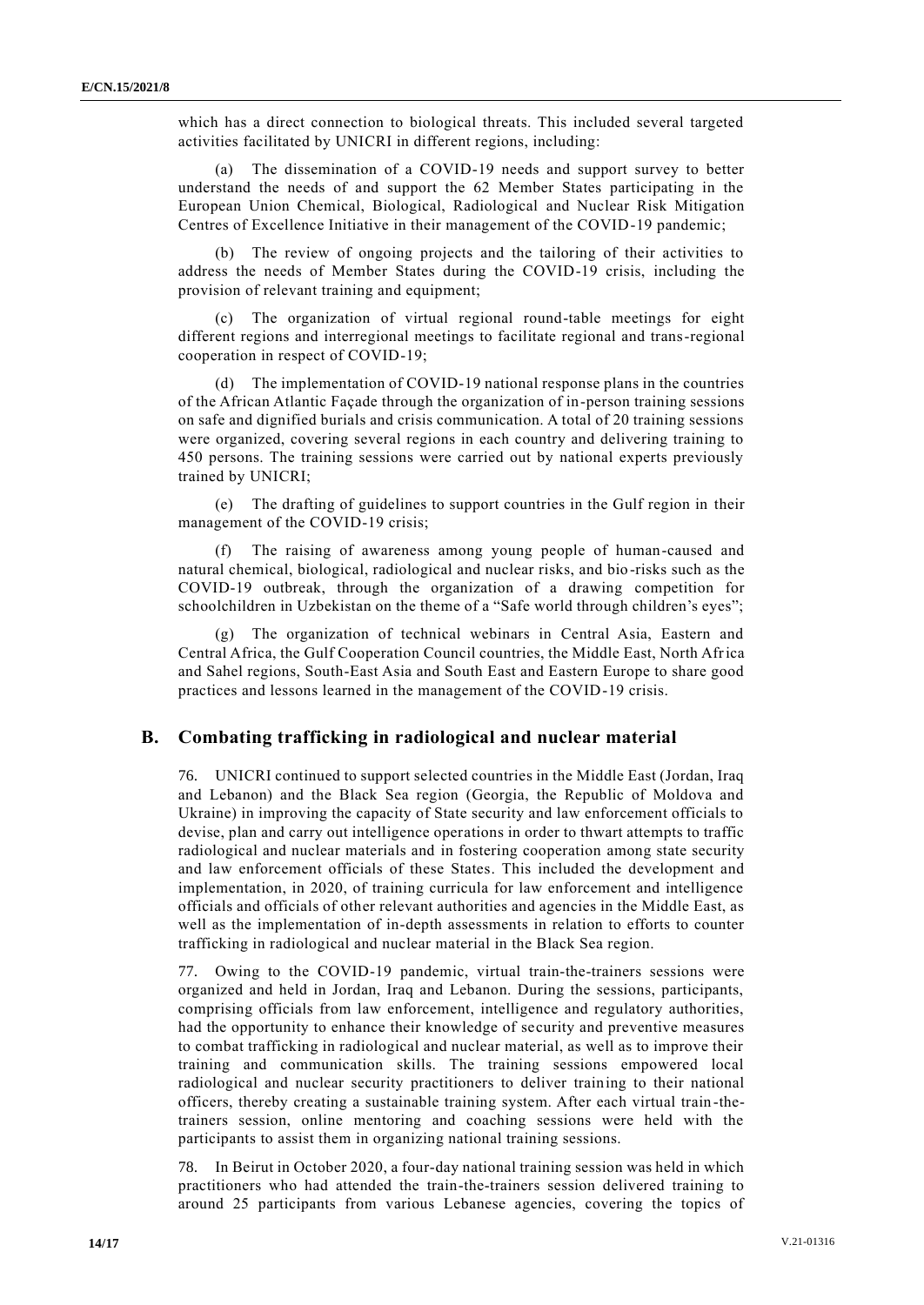which has a direct connection to biological threats. This included several targeted activities facilitated by UNICRI in different regions, including:

(a) The dissemination of a COVID-19 needs and support survey to better understand the needs of and support the 62 Member States participating in the European Union Chemical, Biological, Radiological and Nuclear Risk Mitigation Centres of Excellence Initiative in their management of the COVID-19 pandemic;

(b) The review of ongoing projects and the tailoring of their activities to address the needs of Member States during the COVID-19 crisis, including the provision of relevant training and equipment;

(c) The organization of virtual regional round-table meetings for eight different regions and interregional meetings to facilitate regional and trans-regional cooperation in respect of COVID-19;

(d) The implementation of COVID-19 national response plans in the countries of the African Atlantic Façade through the organization of in-person training sessions on safe and dignified burials and crisis communication. A total of 20 training sessions were organized, covering several regions in each country and delivering training to 450 persons. The training sessions were carried out by national experts previously trained by UNICRI;

(e) The drafting of guidelines to support countries in the Gulf region in their management of the COVID-19 crisis;

(f) The raising of awareness among young people of human-caused and natural chemical, biological, radiological and nuclear risks, and bio-risks such as the COVID-19 outbreak, through the organization of a drawing competition for schoolchildren in Uzbekistan on the theme of a "Safe world through children's eyes";

(g) The organization of technical webinars in Central Asia, Eastern and Central Africa, the Gulf Cooperation Council countries, the Middle East, North Africa and Sahel regions, South-East Asia and South East and Eastern Europe to share good practices and lessons learned in the management of the COVID-19 crisis.

## B. Combating trafficking in radiological and nuclear material

76. UNICRI continued to support selected countries in the Middle East (Jordan, Iraq and Lebanon) and the Black Sea region (Georgia, the Republic of Moldova and Ukraine) in improving the capacity of State security and law enforcement officials to devise, plan and carry out intelligence operations in order to thwart attempts to traffic radiological and nuclear materials and in fostering cooperation among state security and law enforcement officials of these States. This included the development and implementation, in 2020, of training curricula for law enforcement and intelligence officials and officials of other relevant authorities and agencies in the Middle East, as well as the implementation of in-depth assessments in relation to efforts to counter trafficking in radiological and nuclear material in the Black Sea region.

77. Owing to the COVID-19 pandemic, virtual train-the-trainers sessions were organized and held in Jordan, Iraq and Lebanon. During the sessions, participants, comprising officials from law enforcement, intelligence and regulatory authorities, had the opportunity to enhance their knowledge of security and preventive measures to combat trafficking in radiological and nuclear material, as well as to improve their training and communication skills. The training sessions empowered local radiological and nuclear security practitioners to deliver training to their national officers, thereby creating a sustainable training system. After each virtual train-the-trainers session, online mentoring and coaching sessions were held with the participants to assist them in organizing national training sessions.

78. In Beirut in October 2020, a four-day national training session was held in which practitioners who had attended the train-the-trainers session delivered training to around 25 participants from various Lebanese agencies, covering the topics of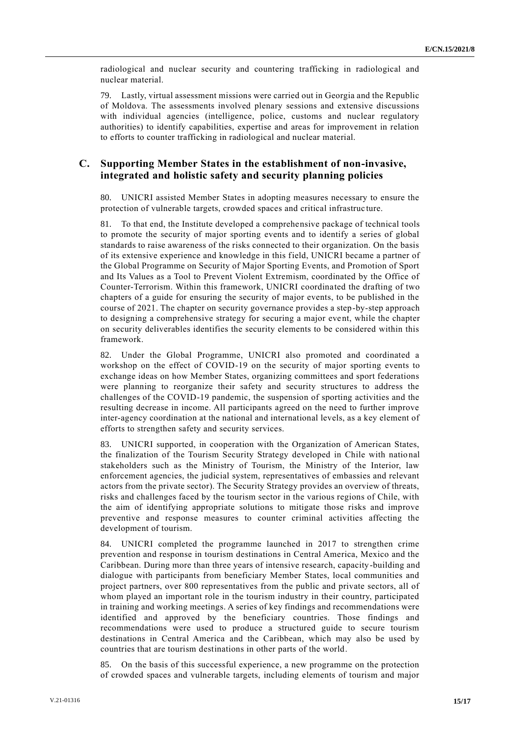radiological and nuclear security and countering trafficking in radiological and nuclear material.

79. Lastly, virtual assessment missions were carried out in Georgia and the Republic of Moldova. The assessments involved plenary sessions and extensive discussions with individual agencies (intelligence, police, customs and nuclear regulatory authorities) to identify capabilities, expertise and areas for improvement in relation to efforts to counter trafficking in radiological and nuclear material.

## C. Supporting Member States in the establishment of non-invasive, integrated and holistic safety and security planning policies

80. UNICRI assisted Member States in adopting measures necessary to ensure the protection of vulnerable targets, crowded spaces and critical infrastructure.

81. To that end, the Institute developed a comprehensive package of technical tools to promote the security of major sporting events and to identify a series of global standards to raise awareness of the risks connected to their organization. On the basis of its extensive experience and knowledge in this field, UNICRI became a partner of the Global Programme on Security of Major Sporting Events, and Promotion of Sport and Its Values as a Tool to Prevent Violent Extremism, coordinated by the Office of Counter-Terrorism. Within this framework, UNICRI coordinated the drafting of two chapters of a guide for ensuring the security of major events, to be published in the course of 2021. The chapter on security governance provides a step-by-step approach to designing a comprehensive strategy for securing a major event, while the chapter on security deliverables identifies the security elements to be considered within this framework.

82. Under the Global Programme, UNICRI also promoted and coordinated a workshop on the effect of COVID-19 on the security of major sporting events to exchange ideas on how Member States, organizing committees and sport federations were planning to reorganize their safety and security structures to address the challenges of the COVID-19 pandemic, the suspension of sporting activities and the resulting decrease in income. All participants agreed on the need to further improve inter-agency coordination at the national and international levels, as a key element of efforts to strengthen safety and security services.

83. UNICRI supported, in cooperation with the Organization of American States, the finalization of the Tourism Security Strategy developed in Chile with national stakeholders such as the Ministry of Tourism, the Ministry of the Interior, law enforcement agencies, the judicial system, representatives of embassies and relevant actors from the private sector). The Security Strategy provides an overview of threats, risks and challenges faced by the tourism sector in the various regions of Chile, with the aim of identifying appropriate solutions to mitigate those risks and improve preventive and response measures to counter criminal activities affecting the development of tourism.

84. UNICRI completed the programme launched in 2017 to strengthen crime prevention and response in tourism destinations in Central America, Mexico and the Caribbean. During more than three years of intensive research, capacity-building and dialogue with participants from beneficiary Member States, local communities and project partners, over 800 representatives from the public and private sectors, all of whom played an important role in the tourism industry in their country, participated in training and working meetings. A series of key findings and recommendations were identified and approved by the beneficiary countries. Those findings and recommendations were used to produce a structured guide to secure tourism destinations in Central America and the Caribbean, which may also be used by countries that are tourism destinations in other parts of the world.

85. On the basis of this successful experience, a new programme on the protection of crowded spaces and vulnerable targets, including elements of tourism and major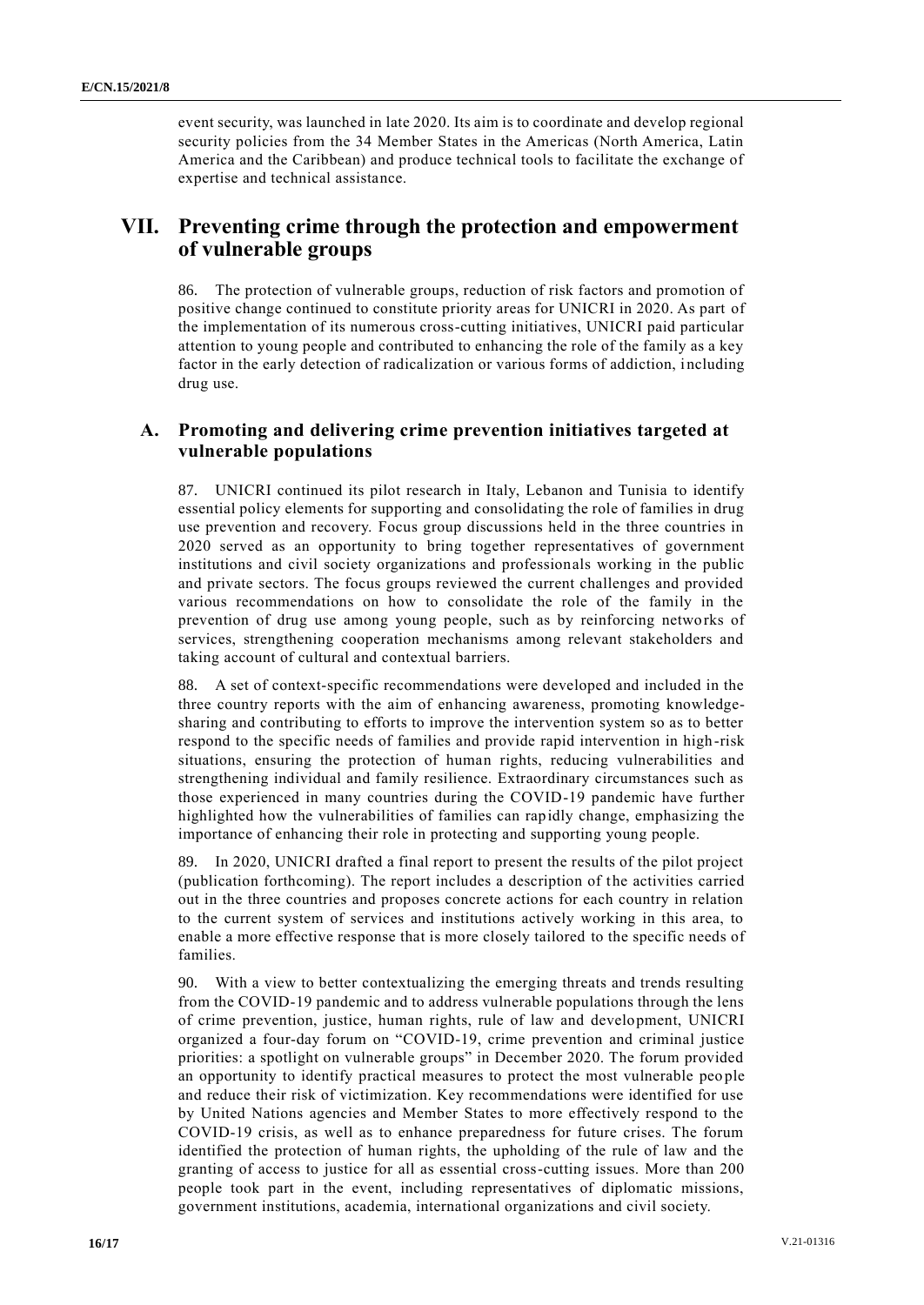event security, was launched in late 2020. Its aim is to coordinate and develop regional security policies from the 34 Member States in the Americas (North America, Latin America and the Caribbean) and produce technical tools to facilitate the exchange of expertise and technical assistance.

# VII. Preventing crime through the protection and empowerment of vulnerable groups

86. The protection of vulnerable groups, reduction of risk factors and promotion of positive change continued to constitute priority areas for UNICRI in 2020. As part of the implementation of its numerous cross-cutting initiatives, UNICRI paid particular attention to young people and contributed to enhancing the role of the family as a key factor in the early detection of radicalization or various forms of addiction, including drug use.

## A. Promoting and delivering crime prevention initiatives targeted at vulnerable populations

87. UNICRI continued its pilot research in Italy, Lebanon and Tunisia to identify essential policy elements for supporting and consolidating the role of families in drug use prevention and recovery. Focus group discussions held in the three countries in 2020 served as an opportunity to bring together representatives of government institutions and civil society organizations and professionals working in the public and private sectors. The focus groups reviewed the current challenges and provided various recommendations on how to consolidate the role of the family in the prevention of drug use among young people, such as by reinforcing networks of services, strengthening cooperation mechanisms among relevant stakeholders and taking account of cultural and contextual barriers.

88. A set of context-specific recommendations were developed and included in the three country reports with the aim of enhancing awareness, promoting knowledge-sharing and contributing to efforts to improve the intervention system so as to better respond to the specific needs of families and provide rapid intervention in high-risk situations, ensuring the protection of human rights, reducing vulnerabilities and strengthening individual and family resilience. Extraordinary circumstances such as those experienced in many countries during the COVID-19 pandemic have further highlighted how the vulnerabilities of families can rapidly change, emphasizing the importance of enhancing their role in protecting and supporting young people.

89. In 2020, UNICRI drafted a final report to present the results of the pilot project (publication forthcoming). The report includes a description of the activities carried out in the three countries and proposes concrete actions for each country in relation to the current system of services and institutions actively working in this area, to enable a more effective response that is more closely tailored to the specific needs of families.

90. With a view to better contextualizing the emerging threats and trends resulting from the COVID-19 pandemic and to address vulnerable populations through the lens of crime prevention, justice, human rights, rule of law and development, UNICRI organized a four-day forum on "COVID-19, crime prevention and criminal justice priorities: a spotlight on vulnerable groups" in December 2020. The forum provided an opportunity to identify practical measures to protect the most vulnerable people and reduce their risk of victimization. Key recommendations were identified for use by United Nations agencies and Member States to more effectively respond to the COVID-19 crisis, as well as to enhance preparedness for future crises. The forum identified the protection of human rights, the upholding of the rule of law and the granting of access to justice for all as essential cross-cutting issues. More than 200 people took part in the event, including representatives of diplomatic missions, government institutions, academia, international organizations and civil society.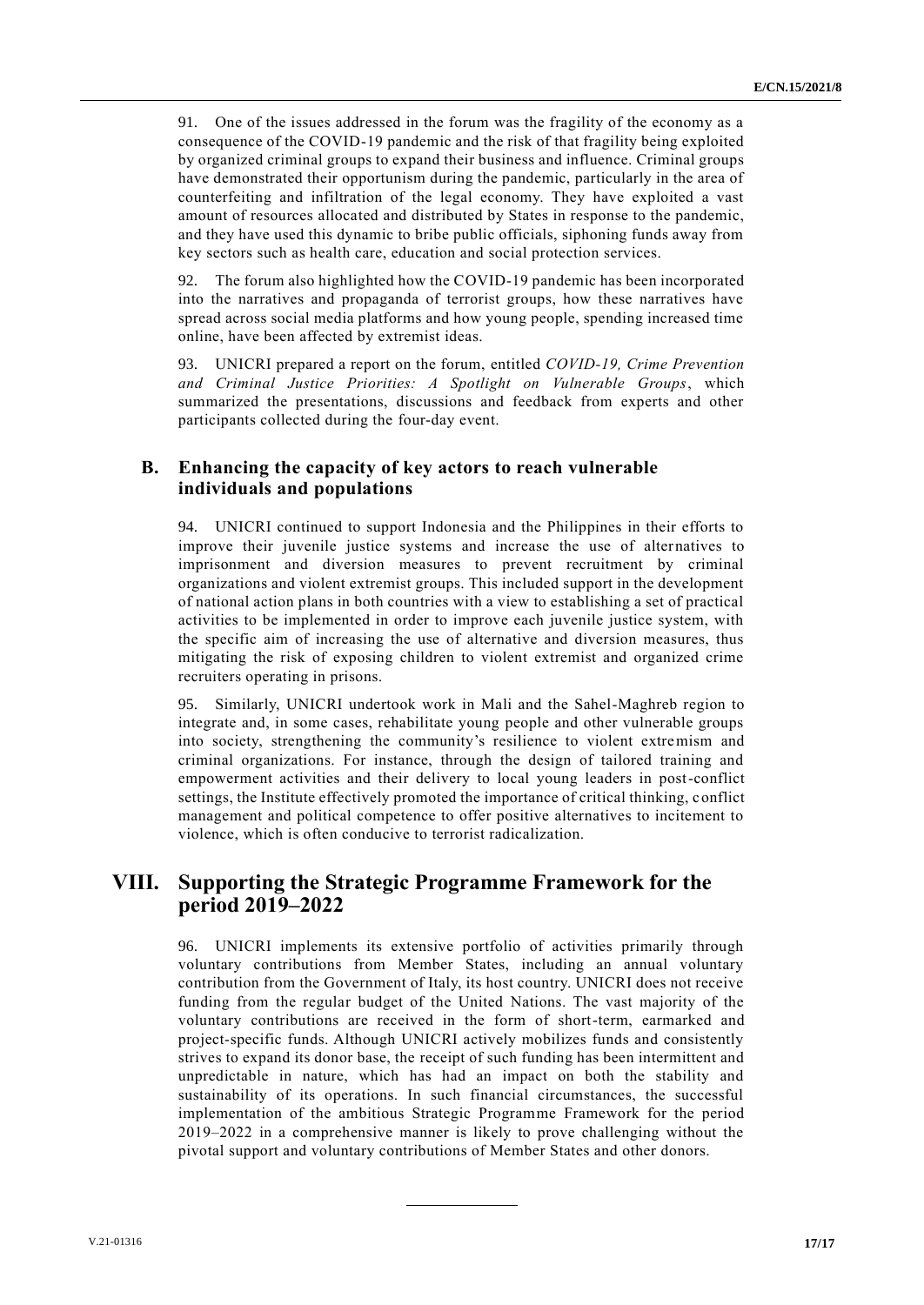91. One of the issues addressed in the forum was the fragility of the economy as a consequence of the COVID-19 pandemic and the risk of that fragility being exploited by organized criminal groups to expand their business and influence. Criminal groups have demonstrated their opportunism during the pandemic, particularly in the area of counterfeiting and infiltration of the legal economy. They have exploited a vast amount of resources allocated and distributed by States in response to the pandemic, and they have used this dynamic to bribe public officials, siphoning funds away from key sectors such as health care, education and social protection services.

92. The forum also highlighted how the COVID-19 pandemic has been incorporated into the narratives and propaganda of terrorist groups, how these narratives have spread across social media platforms and how young people, spending increased time online, have been affected by extremist ideas.

93. UNICRI prepared a report on the forum, entitled *COVID-19, Crime Prevention and Criminal Justice Priorities: A Spotlight on Vulnerable Groups*, which summarized the presentations, discussions and feedback from experts and other participants collected during the four-day event.

### B. Enhancing the capacity of key actors to reach vulnerable individuals and populations

94. UNICRI continued to support Indonesia and the Philippines in their efforts to improve their juvenile justice systems and increase the use of alternatives to imprisonment and diversion measures to prevent recruitment by criminal organizations and violent extremist groups. This included support in the development of national action plans in both countries with a view to establishing a set of practical activities to be implemented in order to improve each juvenile justice system, with the specific aim of increasing the use of alternative and diversion measures, thus mitigating the risk of exposing children to violent extremist and organized crime recruiters operating in prisons.

95. Similarly, UNICRI undertook work in Mali and the Sahel-Maghreb region to integrate and, in some cases, rehabilitate young people and other vulnerable groups into society, strengthening the community's resilience to violent extremism and criminal organizations. For instance, through the design of tailored training and empowerment activities and their delivery to local young leaders in post-conflict settings, the Institute effectively promoted the importance of critical thinking, conflict management and political competence to offer positive alternatives to incitement to violence, which is often conducive to terrorist radicalization.

## VIII. Supporting the Strategic Programme Framework for the period 2019–2022

96. UNICRI implements its extensive portfolio of activities primarily through voluntary contributions from Member States, including an annual voluntary contribution from the Government of Italy, its host country. UNICRI does not receive funding from the regular budget of the United Nations. The vast majority of the voluntary contributions are received in the form of short-term, earmarked and project-specific funds. Although UNICRI actively mobilizes funds and consistently strives to expand its donor base, the receipt of such funding has been intermittent and unpredictable in nature, which has had an impact on both the stability and sustainability of its operations. In such financial circumstances, the successful implementation of the ambitious Strategic Programme Framework for the period 2019–2022 in a comprehensive manner is likely to prove challenging without the pivotal support and voluntary contributions of Member States and other donors.